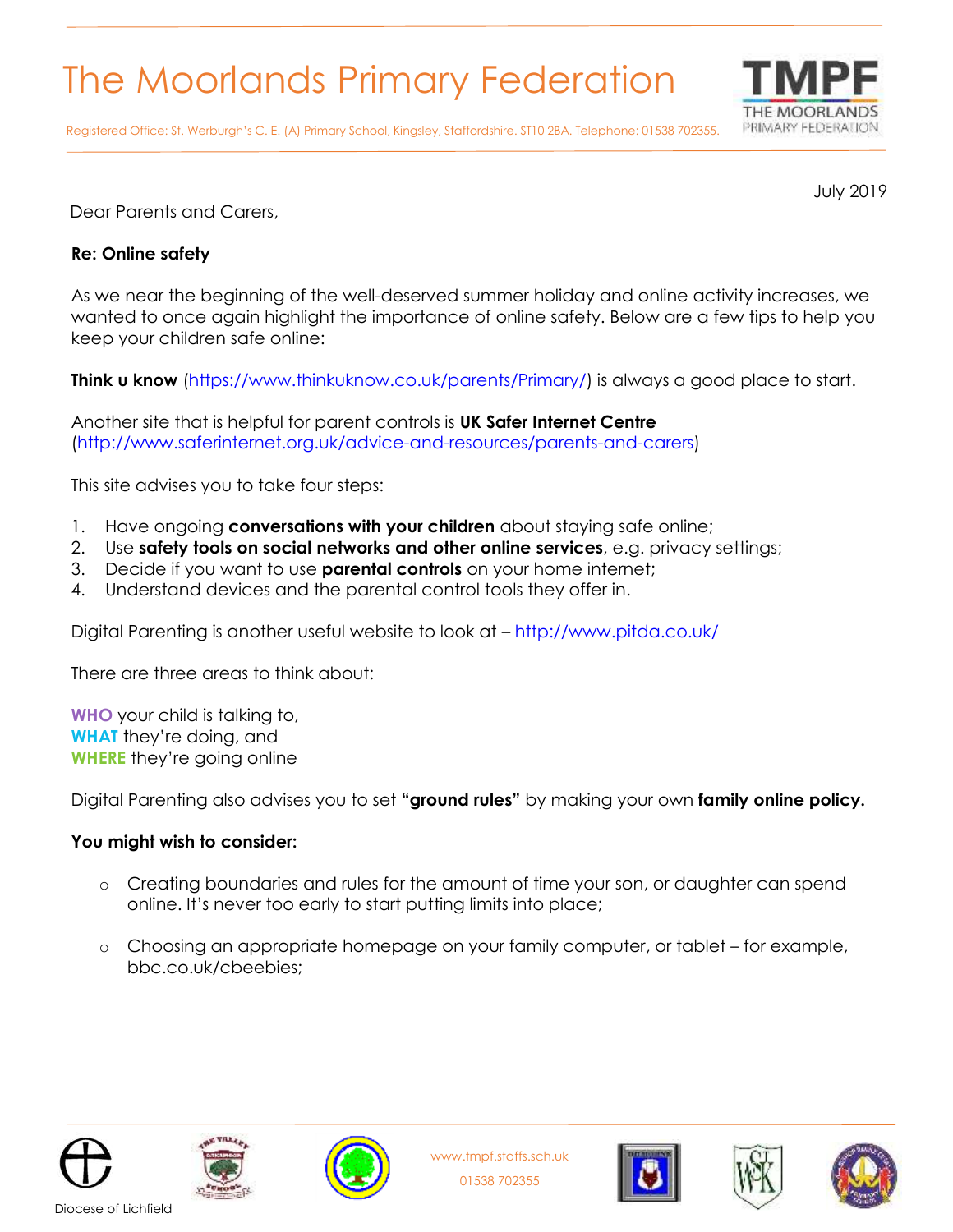# The Moorlands Primary Federation

Registered Office: St. Werburgh's C. E. (A) Primary School, Kingsley, Staffordshire. ST10 2BA. Telephone: 01538 702355.

July 2019

Dear Parents and Carers,

**Re: Online safety**

As we near the beginning of the well-deserved summer holiday and online activity increases, we wanted to once again highlight the importance of online safety. Below are a few tips to help you keep your children safe online:

**Think u know** (https://www.thinkuknow.co.uk/parents/Primary/) is always a good place to start.

Another site that is helpful for parent controls is **UK Safer Internet Centre** (http://www.saferinternet.org.uk/advice-and-resources/parents-and-carers)

This site advises you to take four steps:

1. Have ongoing **conversations with your children** about staying safe online;
2. Use **safety tools on social networks and other online services**, e.g. privacy settings;
3. Decide if you want to use **parental controls** on your home internet;
4. Understand devices and the parental control tools they offer in.

Digital Parenting is another useful website to look at – http://www.pitda.co.uk/

There are three areas to think about:

**WHO** your child is talking to,
**WHAT** they're doing, and
**WHERE** they're going online

Digital Parenting also advises you to set **"ground rules"** by making your own **family online policy.**

**You might wish to consider:**

- Creating boundaries and rules for the amount of time your son, or daughter can spend online. It's never too early to start putting limits into place;
- Choosing an appropriate homepage on your family computer, or tablet – for example, bbc.co.uk/cbeebies;

Diocese of Lichfield

www.tmpf.staffs.sch.uk

01538 702355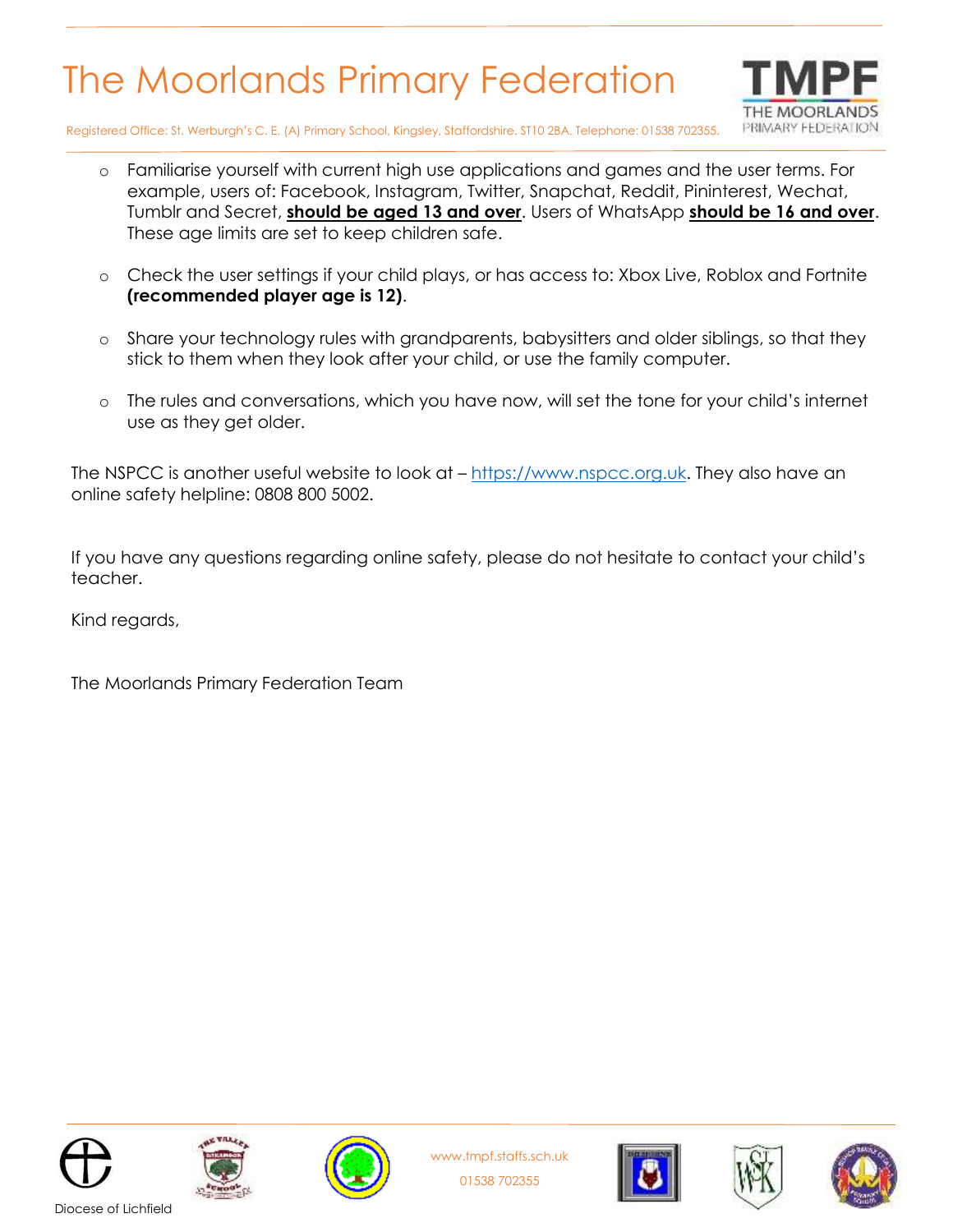- Familiarise yourself with current high use applications and games and the user terms. For example, users of: Facebook, Instagram, Twitter, Snapchat, Reddit, Pininterest, Wechat, Tumblr and Secret, **should be aged 13 and over**. Users of WhatsApp **should be 16 and over**. These age limits are set to keep children safe.

- Check the user settings if your child plays, or has access to: Xbox Live, Roblox and Fortnite **(recommended player age is 12)**.

- Share your technology rules with grandparents, babysitters and older siblings, so that they stick to them when they look after your child, or use the family computer.

- The rules and conversations, which you have now, will set the tone for your child's internet use as they get older.

The NSPCC is another useful website to look at – https://www.nspcc.org.uk. They also have an online safety helpline: 0808 800 5002.

If you have any questions regarding online safety, please do not hesitate to contact your child's teacher.

Kind regards,

The Moorlands Primary Federation Team